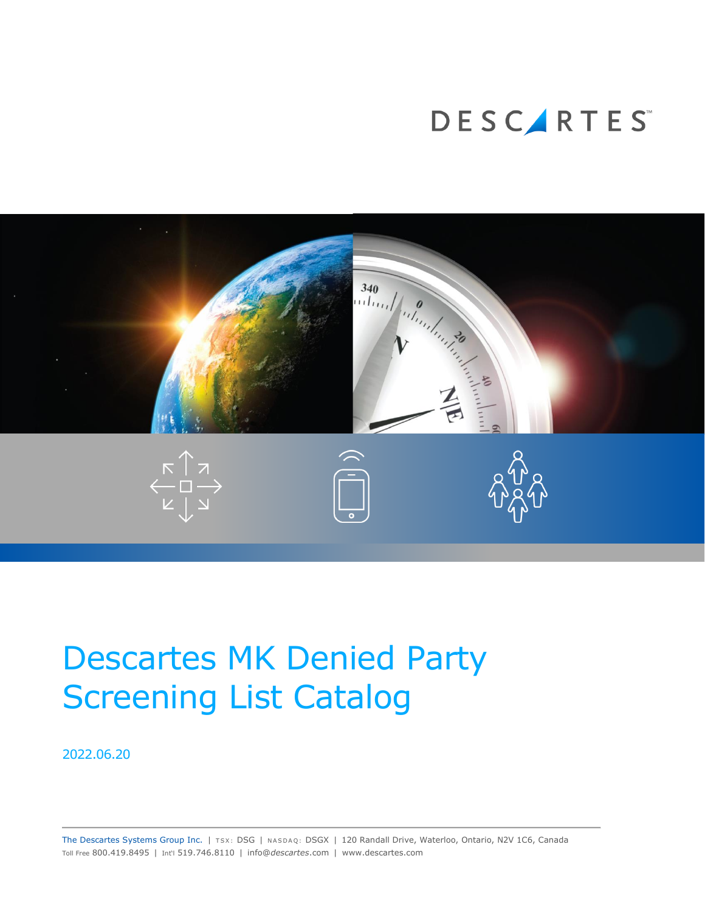DESCARTES™

# Descartes MK Denied Party Screening List Catalog

2022.06.20

The Descartes Systems Group Inc. | TSX: DSG | NASDAQ: DSGX | 120 Randall Drive, Waterloo, Ontario, N2V 1C6, Canada
Toll Free 800.419.8495 | Int'l 519.746.8110 | info@*descartes*.com | www.descartes.com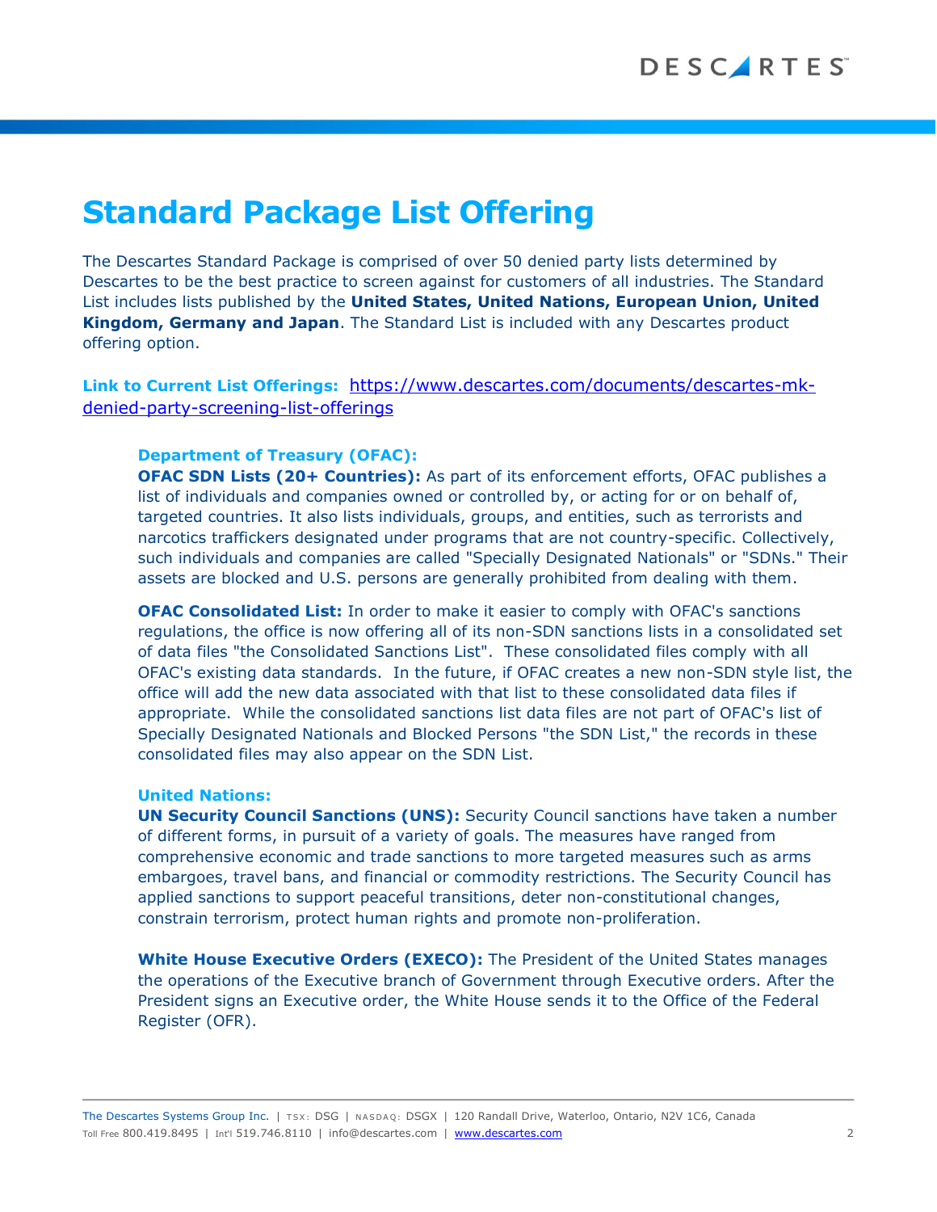# Standard Package List Offering

The Descartes Standard Package is comprised of over 50 denied party lists determined by Descartes to be the best practice to screen against for customers of all industries. The Standard List includes lists published by the **United States, United Nations, European Union, United Kingdom, Germany and Japan**. The Standard List is included with any Descartes product offering option.

**Link to Current List Offerings:** [https://www.descartes.com/documents/descartes-mk-denied-party-screening-list-offerings](https://www.descartes.com/documents/descartes-mk-denied-party-screening-list-offerings)

### Department of Treasury (OFAC):

**OFAC SDN Lists (20+ Countries):** As part of its enforcement efforts, OFAC publishes a list of individuals and companies owned or controlled by, or acting for or on behalf of, targeted countries. It also lists individuals, groups, and entities, such as terrorists and narcotics traffickers designated under programs that are not country-specific. Collectively, such individuals and companies are called "Specially Designated Nationals" or "SDNs." Their assets are blocked and U.S. persons are generally prohibited from dealing with them.

**OFAC Consolidated List:** In order to make it easier to comply with OFAC's sanctions regulations, the office is now offering all of its non-SDN sanctions lists in a consolidated set of data files "the Consolidated Sanctions List". These consolidated files comply with all OFAC's existing data standards. In the future, if OFAC creates a new non-SDN style list, the office will add the new data associated with that list to these consolidated data files if appropriate. While the consolidated sanctions list data files are not part of OFAC's list of Specially Designated Nationals and Blocked Persons "the SDN List," the records in these consolidated files may also appear on the SDN List.

### United Nations:

**UN Security Council Sanctions (UNS):** Security Council sanctions have taken a number of different forms, in pursuit of a variety of goals. The measures have ranged from comprehensive economic and trade sanctions to more targeted measures such as arms embargoes, travel bans, and financial or commodity restrictions. The Security Council has applied sanctions to support peaceful transitions, deter non-constitutional changes, constrain terrorism, protect human rights and promote non-proliferation.

**White House Executive Orders (EXECO):** The President of the United States manages the operations of the Executive branch of Government through Executive orders. After the President signs an Executive order, the White House sends it to the Office of the Federal Register (OFR).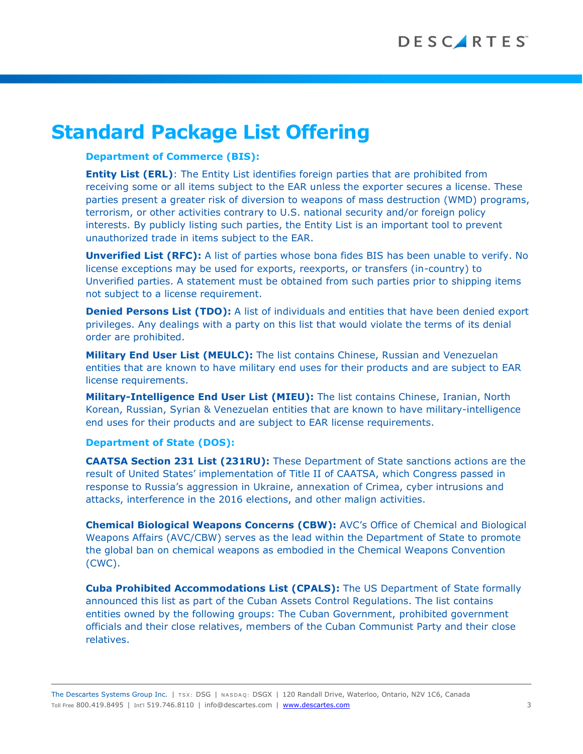# Standard Package List Offering

### Department of Commerce (BIS):

**Entity List (ERL)**: The Entity List identifies foreign parties that are prohibited from receiving some or all items subject to the EAR unless the exporter secures a license. These parties present a greater risk of diversion to weapons of mass destruction (WMD) programs, terrorism, or other activities contrary to U.S. national security and/or foreign policy interests. By publicly listing such parties, the Entity List is an important tool to prevent unauthorized trade in items subject to the EAR.

**Unverified List (RFC):** A list of parties whose bona fides BIS has been unable to verify. No license exceptions may be used for exports, reexports, or transfers (in-country) to Unverified parties. A statement must be obtained from such parties prior to shipping items not subject to a license requirement.

**Denied Persons List (TDO):** A list of individuals and entities that have been denied export privileges. Any dealings with a party on this list that would violate the terms of its denial order are prohibited.

**Military End User List (MEULC):** The list contains Chinese, Russian and Venezuelan entities that are known to have military end uses for their products and are subject to EAR license requirements.

**Military-Intelligence End User List (MIEU):** The list contains Chinese, Iranian, North Korean, Russian, Syrian & Venezuelan entities that are known to have military-intelligence end uses for their products and are subject to EAR license requirements.

### Department of State (DOS):

**CAATSA Section 231 List (231RU):** These Department of State sanctions actions are the result of United States' implementation of Title II of CAATSA, which Congress passed in response to Russia's aggression in Ukraine, annexation of Crimea, cyber intrusions and attacks, interference in the 2016 elections, and other malign activities.

**Chemical Biological Weapons Concerns (CBW):** AVC's Office of Chemical and Biological Weapons Affairs (AVC/CBW) serves as the lead within the Department of State to promote the global ban on chemical weapons as embodied in the Chemical Weapons Convention (CWC).

**Cuba Prohibited Accommodations List (CPALS):** The US Department of State formally announced this list as part of the Cuban Assets Control Regulations. The list contains entities owned by the following groups: The Cuban Government, prohibited government officials and their close relatives, members of the Cuban Communist Party and their close relatives.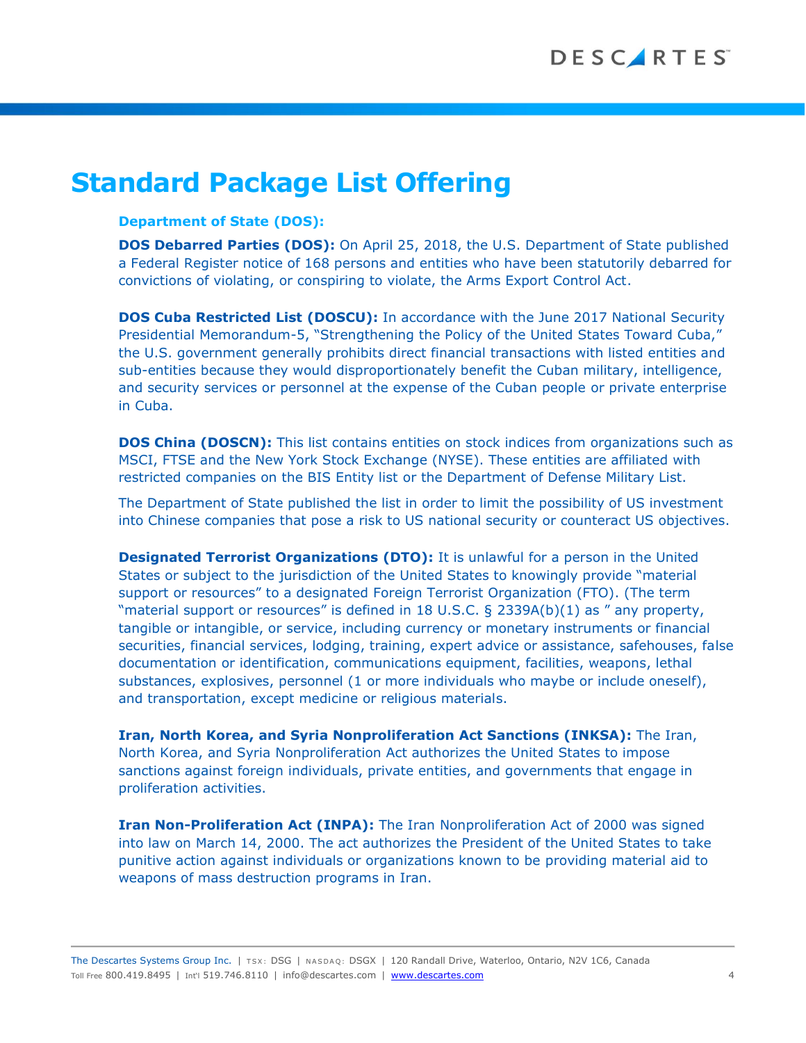# Standard Package List Offering

### Department of State (DOS):

**DOS Debarred Parties (DOS):** On April 25, 2018, the U.S. Department of State published a Federal Register notice of 168 persons and entities who have been statutorily debarred for convictions of violating, or conspiring to violate, the Arms Export Control Act.

**DOS Cuba Restricted List (DOSCU):** In accordance with the June 2017 National Security Presidential Memorandum-5, "Strengthening the Policy of the United States Toward Cuba," the U.S. government generally prohibits direct financial transactions with listed entities and sub-entities because they would disproportionately benefit the Cuban military, intelligence, and security services or personnel at the expense of the Cuban people or private enterprise in Cuba.

**DOS China (DOSCN):** This list contains entities on stock indices from organizations such as MSCI, FTSE and the New York Stock Exchange (NYSE). These entities are affiliated with restricted companies on the BIS Entity list or the Department of Defense Military List.

The Department of State published the list in order to limit the possibility of US investment into Chinese companies that pose a risk to US national security or counteract US objectives.

**Designated Terrorist Organizations (DTO):** It is unlawful for a person in the United States or subject to the jurisdiction of the United States to knowingly provide "material support or resources" to a designated Foreign Terrorist Organization (FTO). (The term "material support or resources" is defined in 18 U.S.C. § 2339A(b)(1) as " any property, tangible or intangible, or service, including currency or monetary instruments or financial securities, financial services, lodging, training, expert advice or assistance, safehouses, false documentation or identification, communications equipment, facilities, weapons, lethal substances, explosives, personnel (1 or more individuals who maybe or include oneself), and transportation, except medicine or religious materials.

**Iran, North Korea, and Syria Nonproliferation Act Sanctions (INKSA):** The Iran, North Korea, and Syria Nonproliferation Act authorizes the United States to impose sanctions against foreign individuals, private entities, and governments that engage in proliferation activities.

**Iran Non-Proliferation Act (INPA):** The Iran Nonproliferation Act of 2000 was signed into law on March 14, 2000. The act authorizes the President of the United States to take punitive action against individuals or organizations known to be providing material aid to weapons of mass destruction programs in Iran.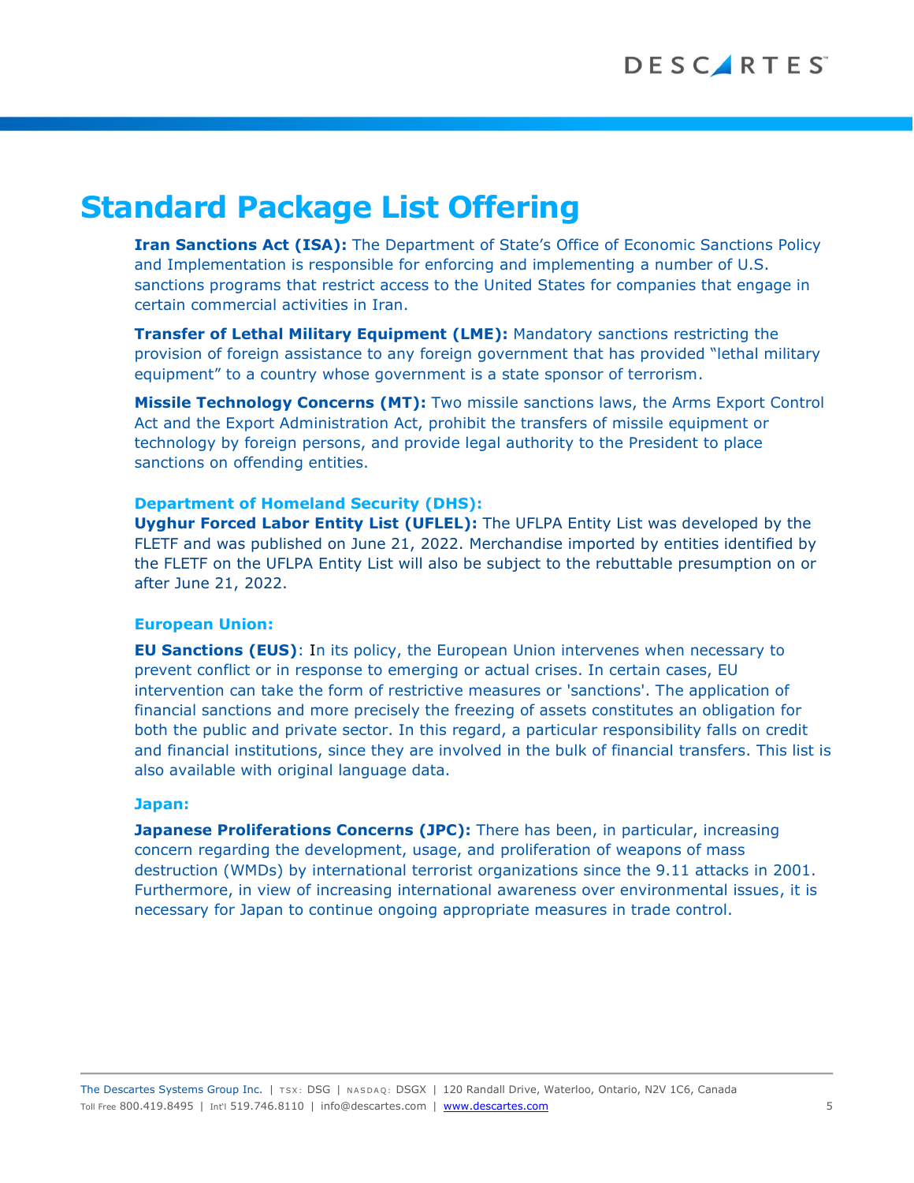# Standard Package List Offering

**Iran Sanctions Act (ISA):** The Department of State's Office of Economic Sanctions Policy and Implementation is responsible for enforcing and implementing a number of U.S. sanctions programs that restrict access to the United States for companies that engage in certain commercial activities in Iran.

**Transfer of Lethal Military Equipment (LME):** Mandatory sanctions restricting the provision of foreign assistance to any foreign government that has provided "lethal military equipment" to a country whose government is a state sponsor of terrorism.

**Missile Technology Concerns (MT):** Two missile sanctions laws, the Arms Export Control Act and the Export Administration Act, prohibit the transfers of missile equipment or technology by foreign persons, and provide legal authority to the President to place sanctions on offending entities.

### Department of Homeland Security (DHS):

**Uyghur Forced Labor Entity List (UFLEL):** The UFLPA Entity List was developed by the FLETF and was published on June 21, 2022. Merchandise imported by entities identified by the FLETF on the UFLPA Entity List will also be subject to the rebuttable presumption on or after June 21, 2022.

### European Union:

**EU Sanctions (EUS)**: In its policy, the European Union intervenes when necessary to prevent conflict or in response to emerging or actual crises. In certain cases, EU intervention can take the form of restrictive measures or 'sanctions'. The application of financial sanctions and more precisely the freezing of assets constitutes an obligation for both the public and private sector. In this regard, a particular responsibility falls on credit and financial institutions, since they are involved in the bulk of financial transfers. This list is also available with original language data.

### Japan:

**Japanese Proliferations Concerns (JPC):** There has been, in particular, increasing concern regarding the development, usage, and proliferation of weapons of mass destruction (WMDs) by international terrorist organizations since the 9.11 attacks in 2001. Furthermore, in view of increasing international awareness over environmental issues, it is necessary for Japan to continue ongoing appropriate measures in trade control.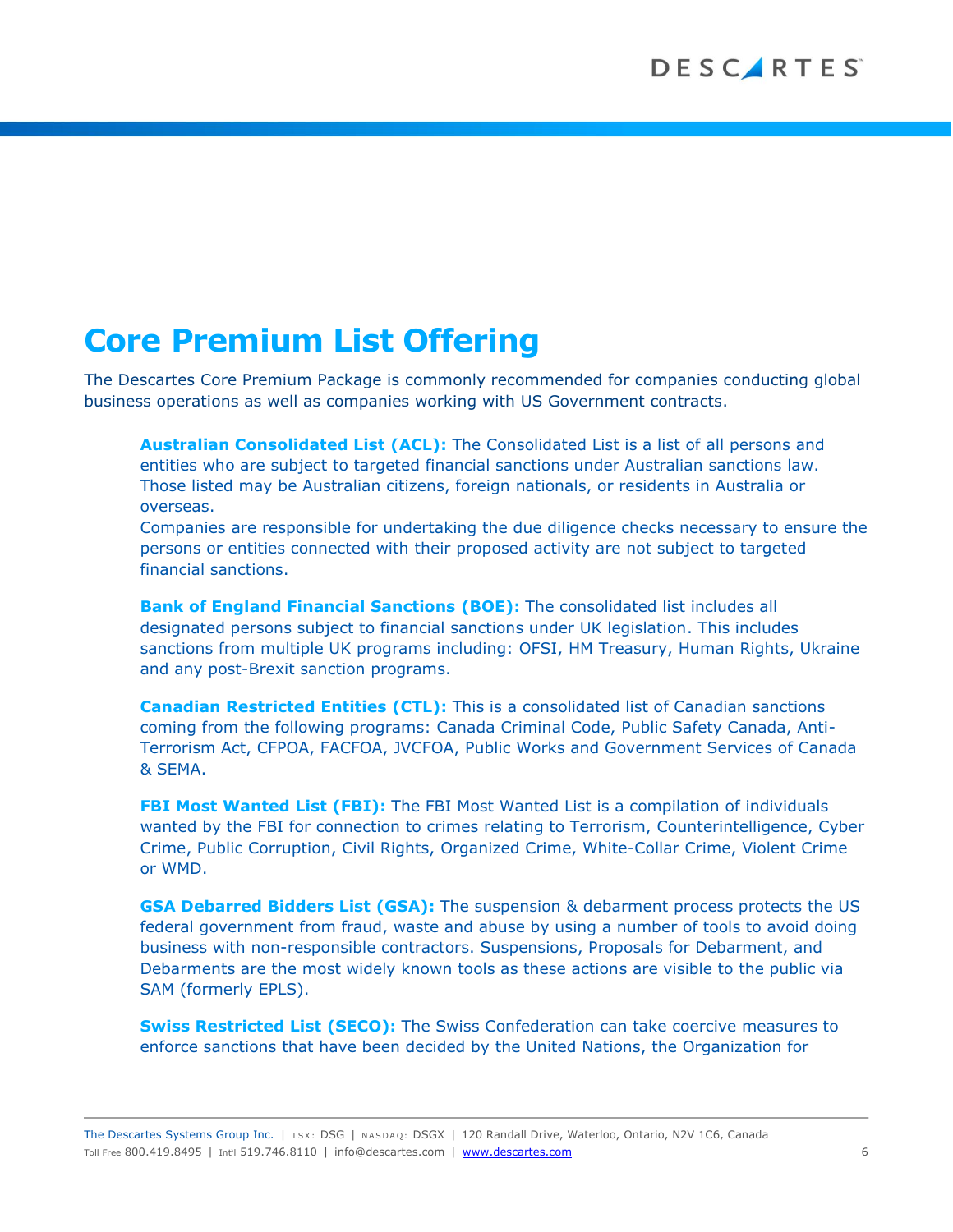# Core Premium List Offering

The Descartes Core Premium Package is commonly recommended for companies conducting global business operations as well as companies working with US Government contracts.

**Australian Consolidated List (ACL):** The Consolidated List is a list of all persons and entities who are subject to targeted financial sanctions under Australian sanctions law. Those listed may be Australian citizens, foreign nationals, or residents in Australia or overseas.
Companies are responsible for undertaking the due diligence checks necessary to ensure the persons or entities connected with their proposed activity are not subject to targeted financial sanctions.

**Bank of England Financial Sanctions (BOE):** The consolidated list includes all designated persons subject to financial sanctions under UK legislation. This includes sanctions from multiple UK programs including: OFSI, HM Treasury, Human Rights, Ukraine and any post-Brexit sanction programs.

**Canadian Restricted Entities (CTL):** This is a consolidated list of Canadian sanctions coming from the following programs: Canada Criminal Code, Public Safety Canada, Anti-Terrorism Act, CFPOA, FACFOA, JVCFOA, Public Works and Government Services of Canada & SEMA.

**FBI Most Wanted List (FBI):** The FBI Most Wanted List is a compilation of individuals wanted by the FBI for connection to crimes relating to Terrorism, Counterintelligence, Cyber Crime, Public Corruption, Civil Rights, Organized Crime, White-Collar Crime, Violent Crime or WMD.

**GSA Debarred Bidders List (GSA):** The suspension & debarment process protects the US federal government from fraud, waste and abuse by using a number of tools to avoid doing business with non-responsible contractors. Suspensions, Proposals for Debarment, and Debarments are the most widely known tools as these actions are visible to the public via SAM (formerly EPLS).

**Swiss Restricted List (SECO):** The Swiss Confederation can take coercive measures to enforce sanctions that have been decided by the United Nations, the Organization for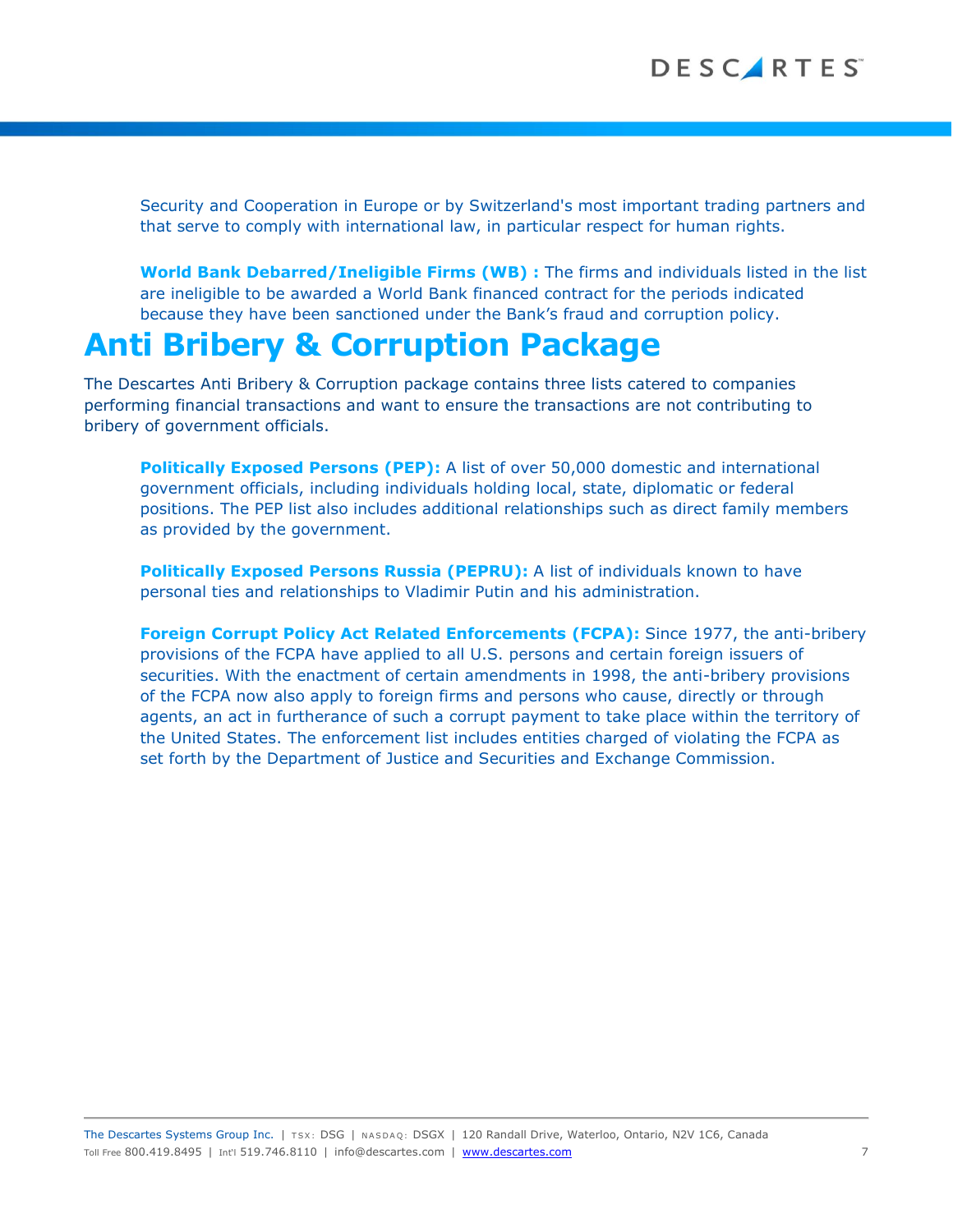Security and Cooperation in Europe or by Switzerland's most important trading partners and that serve to comply with international law, in particular respect for human rights.

**World Bank Debarred/Ineligible Firms (WB) :** The firms and individuals listed in the list are ineligible to be awarded a World Bank financed contract for the periods indicated because they have been sanctioned under the Bank's fraud and corruption policy.

# Anti Bribery & Corruption Package

The Descartes Anti Bribery & Corruption package contains three lists catered to companies performing financial transactions and want to ensure the transactions are not contributing to bribery of government officials.

**Politically Exposed Persons (PEP):** A list of over 50,000 domestic and international government officials, including individuals holding local, state, diplomatic or federal positions. The PEP list also includes additional relationships such as direct family members as provided by the government.

**Politically Exposed Persons Russia (PEPRU):** A list of individuals known to have personal ties and relationships to Vladimir Putin and his administration.

**Foreign Corrupt Policy Act Related Enforcements (FCPA):** Since 1977, the anti-bribery provisions of the FCPA have applied to all U.S. persons and certain foreign issuers of securities. With the enactment of certain amendments in 1998, the anti-bribery provisions of the FCPA now also apply to foreign firms and persons who cause, directly or through agents, an act in furtherance of such a corrupt payment to take place within the territory of the United States. The enforcement list includes entities charged of violating the FCPA as set forth by the Department of Justice and Securities and Exchange Commission.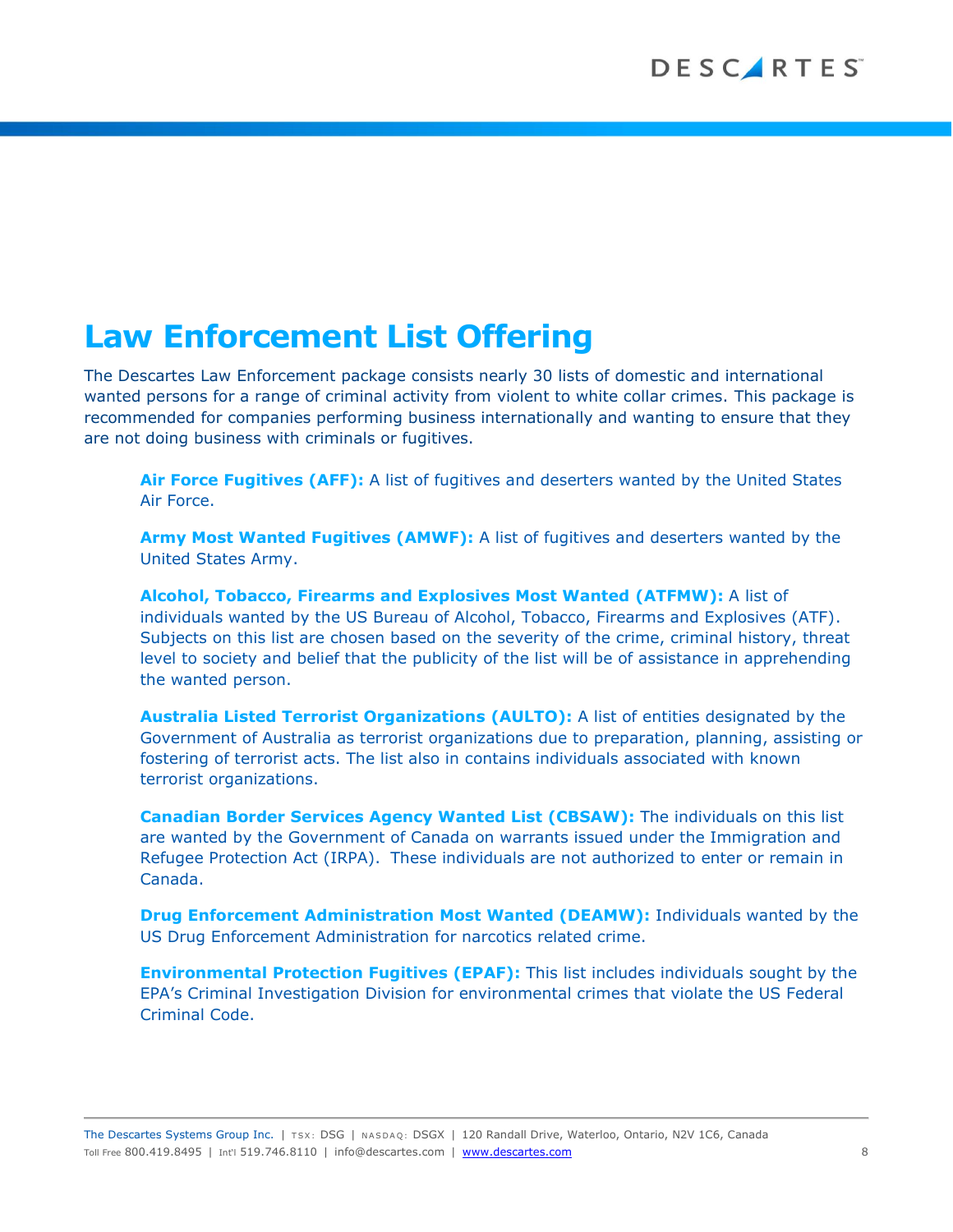# Law Enforcement List Offering

The Descartes Law Enforcement package consists nearly 30 lists of domestic and international wanted persons for a range of criminal activity from violent to white collar crimes. This package is recommended for companies performing business internationally and wanting to ensure that they are not doing business with criminals or fugitives.

**Air Force Fugitives (AFF):** A list of fugitives and deserters wanted by the United States Air Force.

**Army Most Wanted Fugitives (AMWF):** A list of fugitives and deserters wanted by the United States Army.

**Alcohol, Tobacco, Firearms and Explosives Most Wanted (ATFMW):** A list of individuals wanted by the US Bureau of Alcohol, Tobacco, Firearms and Explosives (ATF). Subjects on this list are chosen based on the severity of the crime, criminal history, threat level to society and belief that the publicity of the list will be of assistance in apprehending the wanted person.

**Australia Listed Terrorist Organizations (AULTO):** A list of entities designated by the Government of Australia as terrorist organizations due to preparation, planning, assisting or fostering of terrorist acts. The list also in contains individuals associated with known terrorist organizations.

**Canadian Border Services Agency Wanted List (CBSAW):** The individuals on this list are wanted by the Government of Canada on warrants issued under the Immigration and Refugee Protection Act (IRPA). These individuals are not authorized to enter or remain in Canada.

**Drug Enforcement Administration Most Wanted (DEAMW):** Individuals wanted by the US Drug Enforcement Administration for narcotics related crime.

**Environmental Protection Fugitives (EPAF):** This list includes individuals sought by the EPA's Criminal Investigation Division for environmental crimes that violate the US Federal Criminal Code.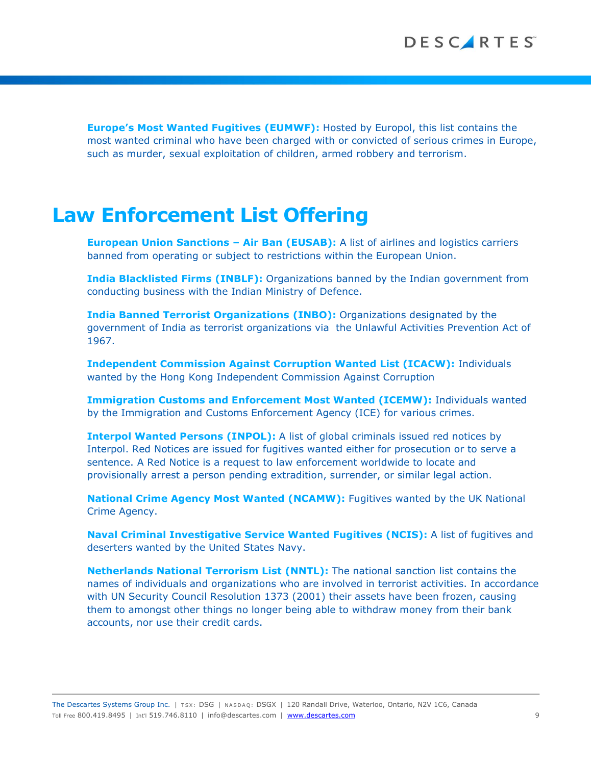**Europe's Most Wanted Fugitives (EUMWF):** Hosted by Europol, this list contains the most wanted criminal who have been charged with or convicted of serious crimes in Europe, such as murder, sexual exploitation of children, armed robbery and terrorism.

# Law Enforcement List Offering

**European Union Sanctions – Air Ban (EUSAB):** A list of airlines and logistics carriers banned from operating or subject to restrictions within the European Union.

**India Blacklisted Firms (INBLF):** Organizations banned by the Indian government from conducting business with the Indian Ministry of Defence.

**India Banned Terrorist Organizations (INBO):** Organizations designated by the government of India as terrorist organizations via the Unlawful Activities Prevention Act of 1967.

**Independent Commission Against Corruption Wanted List (ICACW):** Individuals wanted by the Hong Kong Independent Commission Against Corruption

**Immigration Customs and Enforcement Most Wanted (ICEMW):** Individuals wanted by the Immigration and Customs Enforcement Agency (ICE) for various crimes.

**Interpol Wanted Persons (INPOL):** A list of global criminals issued red notices by Interpol. Red Notices are issued for fugitives wanted either for prosecution or to serve a sentence. A Red Notice is a request to law enforcement worldwide to locate and provisionally arrest a person pending extradition, surrender, or similar legal action.

**National Crime Agency Most Wanted (NCAMW):** Fugitives wanted by the UK National Crime Agency.

**Naval Criminal Investigative Service Wanted Fugitives (NCIS):** A list of fugitives and deserters wanted by the United States Navy.

**Netherlands National Terrorism List (NNTL):** The national sanction list contains the names of individuals and organizations who are involved in terrorist activities. In accordance with UN Security Council Resolution 1373 (2001) their assets have been frozen, causing them to amongst other things no longer being able to withdraw money from their bank accounts, nor use their credit cards.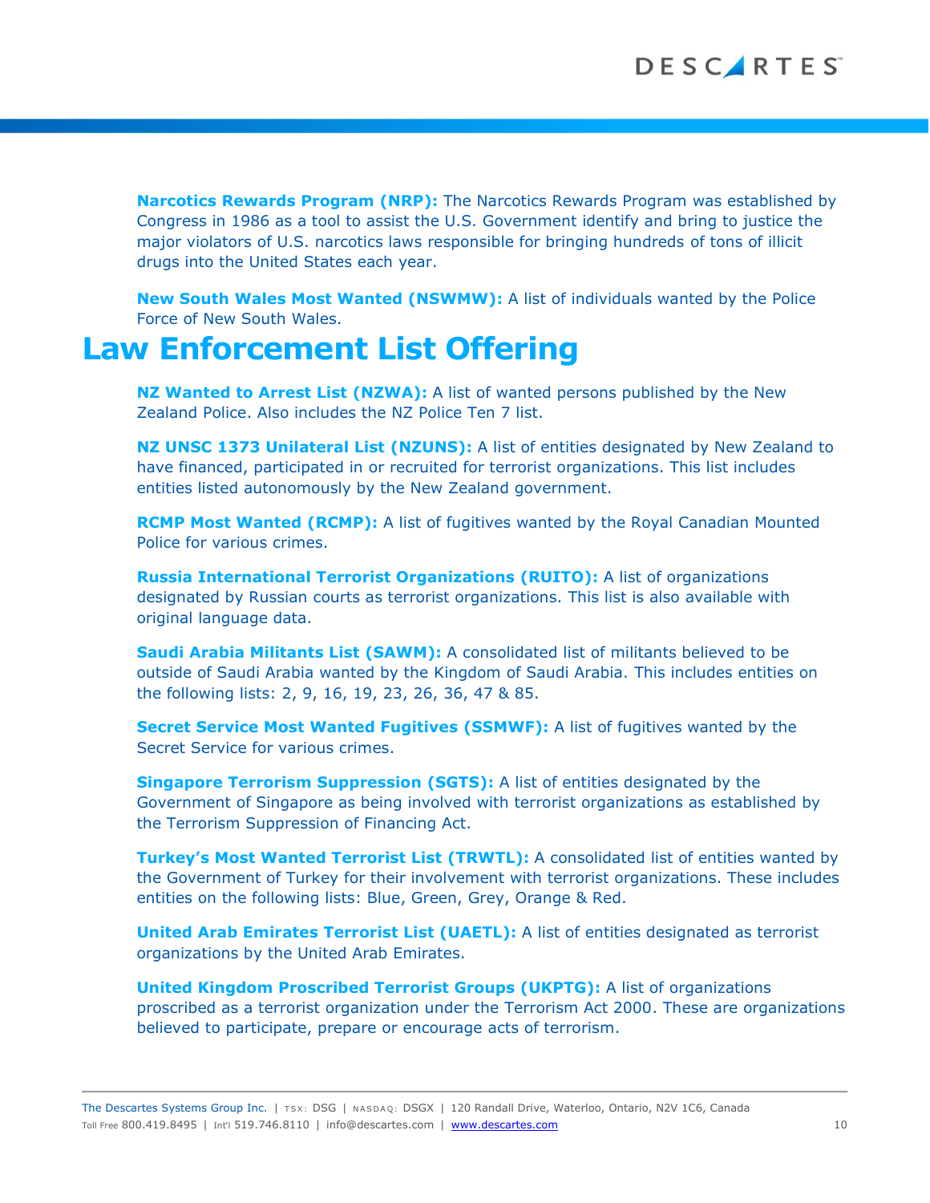**Narcotics Rewards Program (NRP):** The Narcotics Rewards Program was established by Congress in 1986 as a tool to assist the U.S. Government identify and bring to justice the major violators of U.S. narcotics laws responsible for bringing hundreds of tons of illicit drugs into the United States each year.

**New South Wales Most Wanted (NSWMW):** A list of individuals wanted by the Police Force of New South Wales.

# Law Enforcement List Offering

**NZ Wanted to Arrest List (NZWA):** A list of wanted persons published by the New Zealand Police. Also includes the NZ Police Ten 7 list.

**NZ UNSC 1373 Unilateral List (NZUNS):** A list of entities designated by New Zealand to have financed, participated in or recruited for terrorist organizations. This list includes entities listed autonomously by the New Zealand government.

**RCMP Most Wanted (RCMP):** A list of fugitives wanted by the Royal Canadian Mounted Police for various crimes.

**Russia International Terrorist Organizations (RUITO):** A list of organizations designated by Russian courts as terrorist organizations. This list is also available with original language data.

**Saudi Arabia Militants List (SAWM):** A consolidated list of militants believed to be outside of Saudi Arabia wanted by the Kingdom of Saudi Arabia. This includes entities on the following lists: 2, 9, 16, 19, 23, 26, 36, 47 & 85.

**Secret Service Most Wanted Fugitives (SSMWF):** A list of fugitives wanted by the Secret Service for various crimes.

**Singapore Terrorism Suppression (SGTS):** A list of entities designated by the Government of Singapore as being involved with terrorist organizations as established by the Terrorism Suppression of Financing Act.

**Turkey's Most Wanted Terrorist List (TRWTL):** A consolidated list of entities wanted by the Government of Turkey for their involvement with terrorist organizations. These includes entities on the following lists: Blue, Green, Grey, Orange & Red.

**United Arab Emirates Terrorist List (UAETL):** A list of entities designated as terrorist organizations by the United Arab Emirates.

**United Kingdom Proscribed Terrorist Groups (UKPTG):** A list of organizations proscribed as a terrorist organization under the Terrorism Act 2000. These are organizations believed to participate, prepare or encourage acts of terrorism.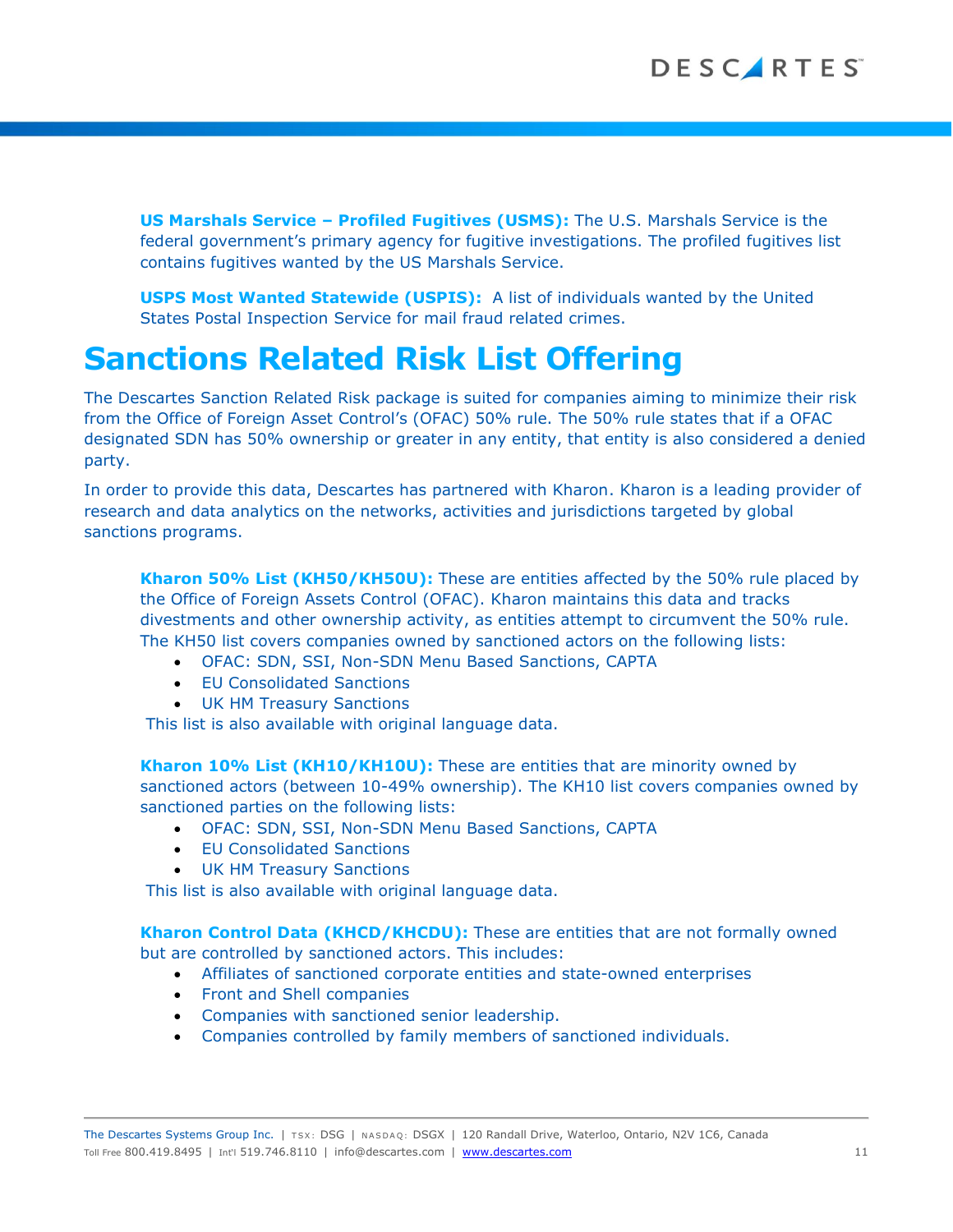**US Marshals Service – Profiled Fugitives (USMS):** The U.S. Marshals Service is the federal government's primary agency for fugitive investigations. The profiled fugitives list contains fugitives wanted by the US Marshals Service.

**USPS Most Wanted Statewide (USPIS):** A list of individuals wanted by the United States Postal Inspection Service for mail fraud related crimes.

# Sanctions Related Risk List Offering

The Descartes Sanction Related Risk package is suited for companies aiming to minimize their risk from the Office of Foreign Asset Control's (OFAC) 50% rule. The 50% rule states that if a OFAC designated SDN has 50% ownership or greater in any entity, that entity is also considered a denied party.

In order to provide this data, Descartes has partnered with Kharon. Kharon is a leading provider of research and data analytics on the networks, activities and jurisdictions targeted by global sanctions programs.

**Kharon 50% List (KH50/KH50U):** These are entities affected by the 50% rule placed by the Office of Foreign Assets Control (OFAC). Kharon maintains this data and tracks divestments and other ownership activity, as entities attempt to circumvent the 50% rule. The KH50 list covers companies owned by sanctioned actors on the following lists:

- OFAC: SDN, SSI, Non-SDN Menu Based Sanctions, CAPTA
- EU Consolidated Sanctions
- UK HM Treasury Sanctions

This list is also available with original language data.

**Kharon 10% List (KH10/KH10U):** These are entities that are minority owned by sanctioned actors (between 10-49% ownership). The KH10 list covers companies owned by sanctioned parties on the following lists:

- OFAC: SDN, SSI, Non-SDN Menu Based Sanctions, CAPTA
- EU Consolidated Sanctions
- UK HM Treasury Sanctions

This list is also available with original language data.

**Kharon Control Data (KHCD/KHCDU):** These are entities that are not formally owned but are controlled by sanctioned actors. This includes:

- Affiliates of sanctioned corporate entities and state-owned enterprises
- Front and Shell companies
- Companies with sanctioned senior leadership.
- Companies controlled by family members of sanctioned individuals.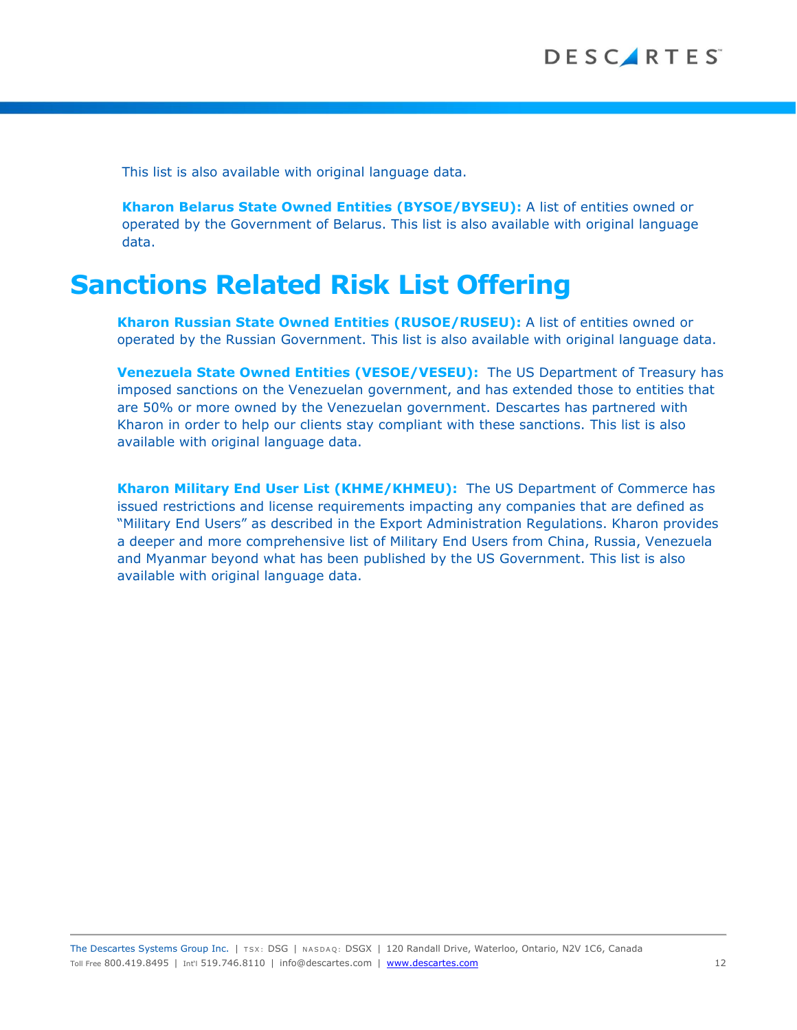This list is also available with original language data.

**Kharon Belarus State Owned Entities (BYSOE/BYSEU):** A list of entities owned or operated by the Government of Belarus. This list is also available with original language data.

# Sanctions Related Risk List Offering

**Kharon Russian State Owned Entities (RUSOE/RUSEU):** A list of entities owned or operated by the Russian Government. This list is also available with original language data.

**Venezuela State Owned Entities (VESOE/VESEU):** The US Department of Treasury has imposed sanctions on the Venezuelan government, and has extended those to entities that are 50% or more owned by the Venezuelan government. Descartes has partnered with Kharon in order to help our clients stay compliant with these sanctions. This list is also available with original language data.

**Kharon Military End User List (KHME/KHMEU):** The US Department of Commerce has issued restrictions and license requirements impacting any companies that are defined as "Military End Users" as described in the Export Administration Regulations. Kharon provides a deeper and more comprehensive list of Military End Users from China, Russia, Venezuela and Myanmar beyond what has been published by the US Government. This list is also available with original language data.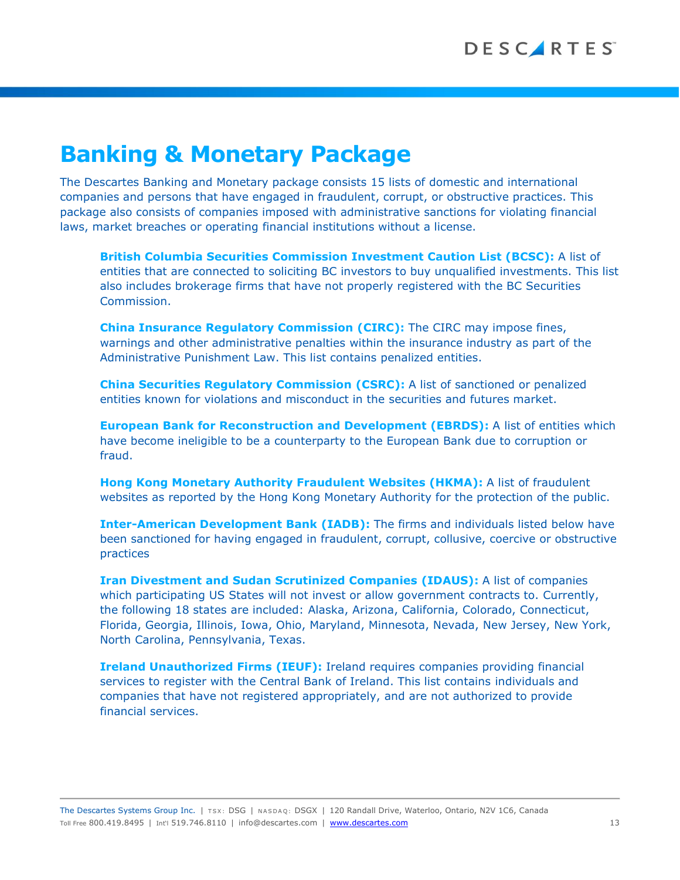# Banking & Monetary Package

The Descartes Banking and Monetary package consists 15 lists of domestic and international companies and persons that have engaged in fraudulent, corrupt, or obstructive practices. This package also consists of companies imposed with administrative sanctions for violating financial laws, market breaches or operating financial institutions without a license.

**British Columbia Securities Commission Investment Caution List (BCSC):** A list of entities that are connected to soliciting BC investors to buy unqualified investments. This list also includes brokerage firms that have not properly registered with the BC Securities Commission.

**China Insurance Regulatory Commission (CIRC):** The CIRC may impose fines, warnings and other administrative penalties within the insurance industry as part of the Administrative Punishment Law. This list contains penalized entities.

**China Securities Regulatory Commission (CSRC):** A list of sanctioned or penalized entities known for violations and misconduct in the securities and futures market.

**European Bank for Reconstruction and Development (EBRDS):** A list of entities which have become ineligible to be a counterparty to the European Bank due to corruption or fraud.

**Hong Kong Monetary Authority Fraudulent Websites (HKMA):** A list of fraudulent websites as reported by the Hong Kong Monetary Authority for the protection of the public.

**Inter-American Development Bank (IADB):** The firms and individuals listed below have been sanctioned for having engaged in fraudulent, corrupt, collusive, coercive or obstructive practices

**Iran Divestment and Sudan Scrutinized Companies (IDAUS):** A list of companies which participating US States will not invest or allow government contracts to. Currently, the following 18 states are included: Alaska, Arizona, California, Colorado, Connecticut, Florida, Georgia, Illinois, Iowa, Ohio, Maryland, Minnesota, Nevada, New Jersey, New York, North Carolina, Pennsylvania, Texas.

**Ireland Unauthorized Firms (IEUF):** Ireland requires companies providing financial services to register with the Central Bank of Ireland. This list contains individuals and companies that have not registered appropriately, and are not authorized to provide financial services.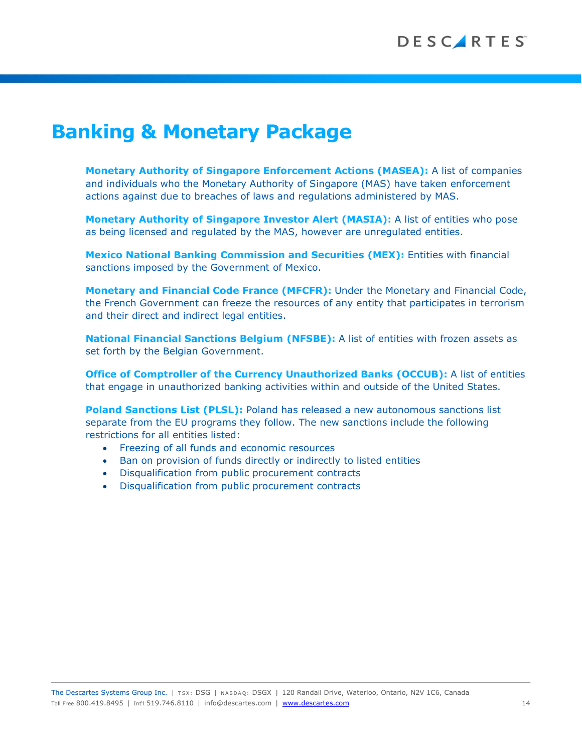# Banking & Monetary Package

**Monetary Authority of Singapore Enforcement Actions (MASEA):** A list of companies and individuals who the Monetary Authority of Singapore (MAS) have taken enforcement actions against due to breaches of laws and regulations administered by MAS.

**Monetary Authority of Singapore Investor Alert (MASIA):** A list of entities who pose as being licensed and regulated by the MAS, however are unregulated entities.

**Mexico National Banking Commission and Securities (MEX):** Entities with financial sanctions imposed by the Government of Mexico.

**Monetary and Financial Code France (MFCFR):** Under the Monetary and Financial Code, the French Government can freeze the resources of any entity that participates in terrorism and their direct and indirect legal entities.

**National Financial Sanctions Belgium (NFSBE):** A list of entities with frozen assets as set forth by the Belgian Government.

**Office of Comptroller of the Currency Unauthorized Banks (OCCUB):** A list of entities that engage in unauthorized banking activities within and outside of the United States.

**Poland Sanctions List (PLSL):** Poland has released a new autonomous sanctions list separate from the EU programs they follow. The new sanctions include the following restrictions for all entities listed:

- Freezing of all funds and economic resources
- Ban on provision of funds directly or indirectly to listed entities
- Disqualification from public procurement contracts
- Disqualification from public procurement contracts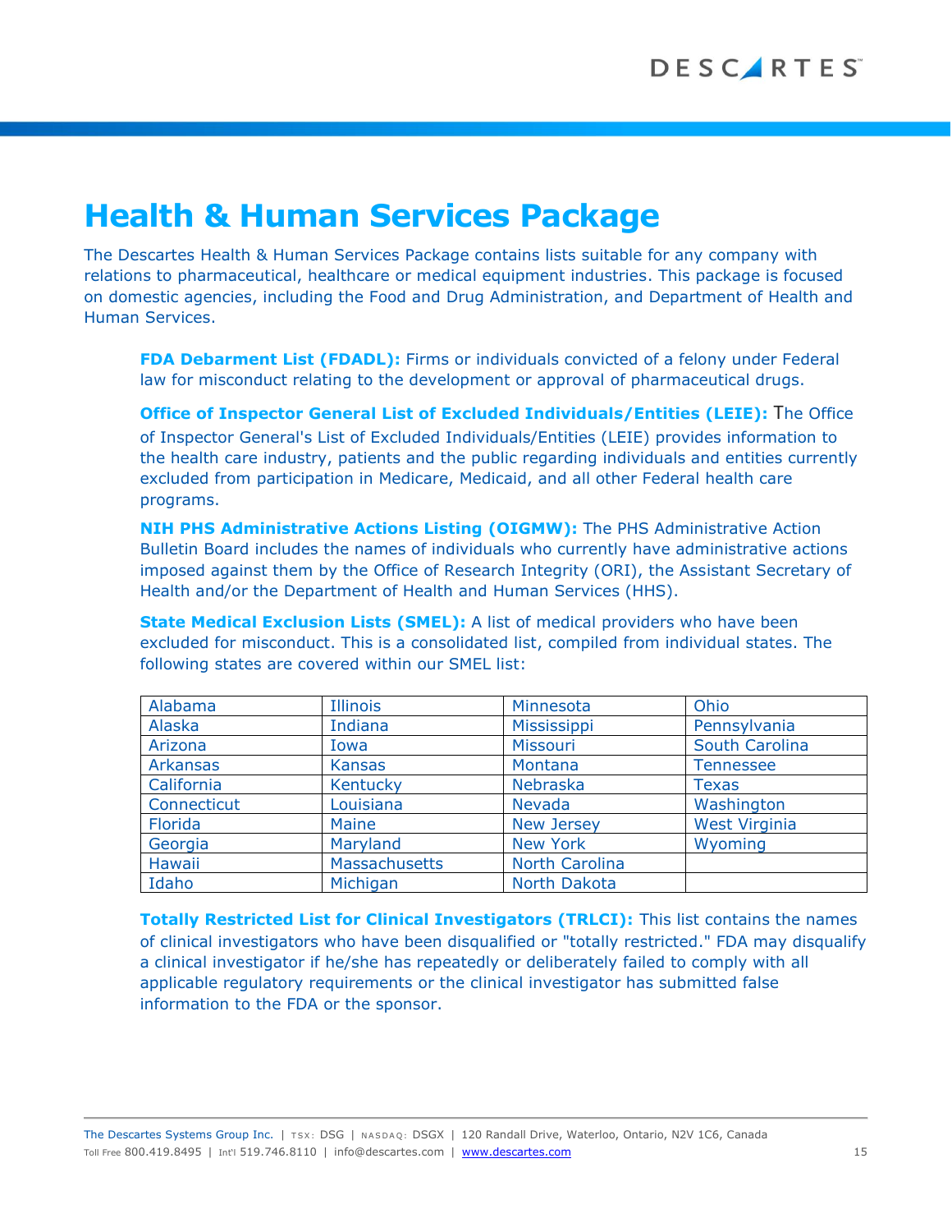# Health & Human Services Package

The Descartes Health & Human Services Package contains lists suitable for any company with relations to pharmaceutical, healthcare or medical equipment industries. This package is focused on domestic agencies, including the Food and Drug Administration, and Department of Health and Human Services.

**FDA Debarment List (FDADL):** Firms or individuals convicted of a felony under Federal law for misconduct relating to the development or approval of pharmaceutical drugs.

**Office of Inspector General List of Excluded Individuals/Entities (LEIE):** The Office of Inspector General's List of Excluded Individuals/Entities (LEIE) provides information to the health care industry, patients and the public regarding individuals and entities currently excluded from participation in Medicare, Medicaid, and all other Federal health care programs.

**NIH PHS Administrative Actions Listing (OIGMW):** The PHS Administrative Action Bulletin Board includes the names of individuals who currently have administrative actions imposed against them by the Office of Research Integrity (ORI), the Assistant Secretary of Health and/or the Department of Health and Human Services (HHS).

**State Medical Exclusion Lists (SMEL):** A list of medical providers who have been excluded for misconduct. This is a consolidated list, compiled from individual states. The following states are covered within our SMEL list:

| | | | |
|---|---|---|---|
| Alabama | Illinois | Minnesota | Ohio |
| Alaska | Indiana | Mississippi | Pennsylvania |
| Arizona | Iowa | Missouri | South Carolina |
| Arkansas | Kansas | Montana | Tennessee |
| California | Kentucky | Nebraska | Texas |
| Connecticut | Louisiana | Nevada | Washington |
| Florida | Maine | New Jersey | West Virginia |
| Georgia | Maryland | New York | Wyoming |
| Hawaii | Massachusetts | North Carolina | |
| Idaho | Michigan | North Dakota | |

**Totally Restricted List for Clinical Investigators (TRLCI):** This list contains the names of clinical investigators who have been disqualified or "totally restricted." FDA may disqualify a clinical investigator if he/she has repeatedly or deliberately failed to comply with all applicable regulatory requirements or the clinical investigator has submitted false information to the FDA or the sponsor.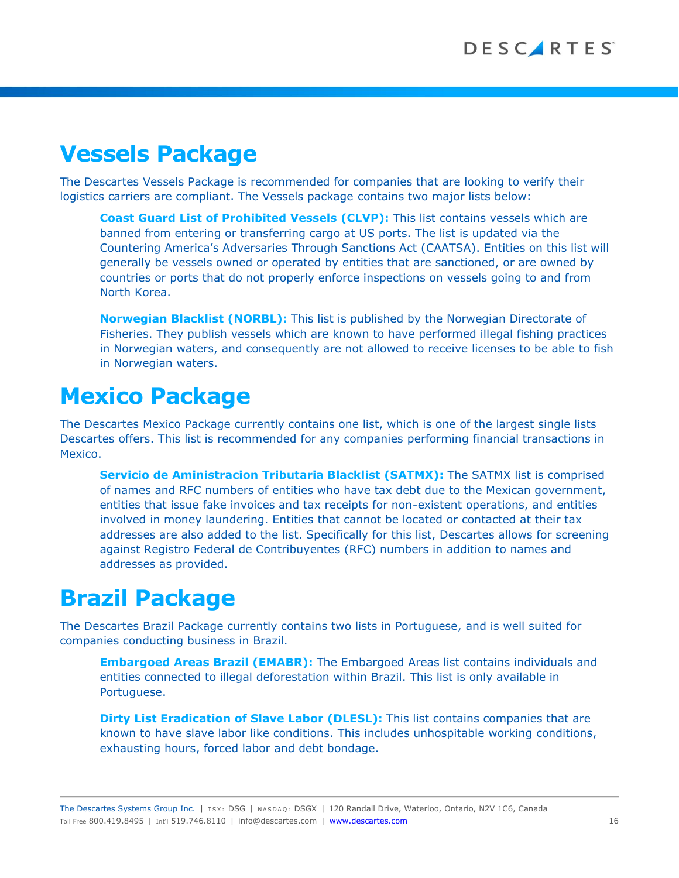# Vessels Package

The Descartes Vessels Package is recommended for companies that are looking to verify their logistics carriers are compliant. The Vessels package contains two major lists below:

> **Coast Guard List of Prohibited Vessels (CLVP):** This list contains vessels which are banned from entering or transferring cargo at US ports. The list is updated via the Countering America's Adversaries Through Sanctions Act (CAATSA). Entities on this list will generally be vessels owned or operated by entities that are sanctioned, or are owned by countries or ports that do not properly enforce inspections on vessels going to and from North Korea.
>
> **Norwegian Blacklist (NORBL):** This list is published by the Norwegian Directorate of Fisheries. They publish vessels which are known to have performed illegal fishing practices in Norwegian waters, and consequently are not allowed to receive licenses to be able to fish in Norwegian waters.

# Mexico Package

The Descartes Mexico Package currently contains one list, which is one of the largest single lists Descartes offers. This list is recommended for any companies performing financial transactions in Mexico.

> **Servicio de Aministracion Tributaria Blacklist (SATMX):** The SATMX list is comprised of names and RFC numbers of entities who have tax debt due to the Mexican government, entities that issue fake invoices and tax receipts for non-existent operations, and entities involved in money laundering. Entities that cannot be located or contacted at their tax addresses are also added to the list. Specifically for this list, Descartes allows for screening against Registro Federal de Contribuyentes (RFC) numbers in addition to names and addresses as provided.

# Brazil Package

The Descartes Brazil Package currently contains two lists in Portuguese, and is well suited for companies conducting business in Brazil.

> **Embargoed Areas Brazil (EMABR):** The Embargoed Areas list contains individuals and entities connected to illegal deforestation within Brazil. This list is only available in Portuguese.
>
> **Dirty List Eradication of Slave Labor (DLESL):** This list contains companies that are known to have slave labor like conditions. This includes unhospitable working conditions, exhausting hours, forced labor and debt bondage.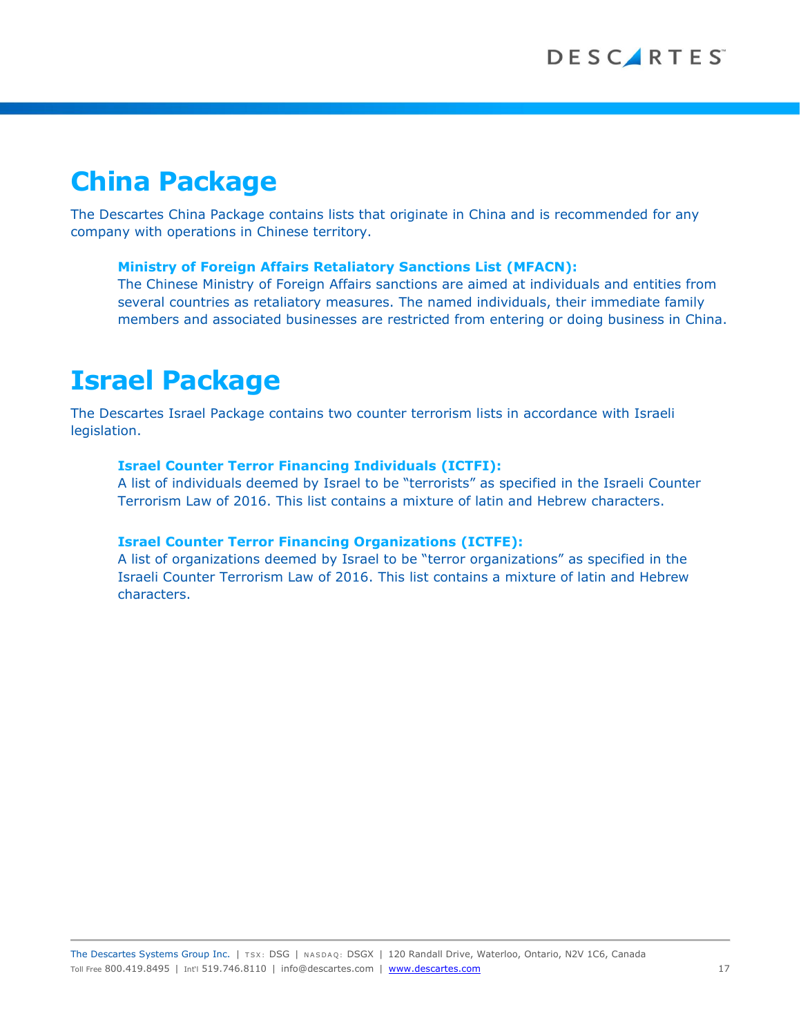# China Package

The Descartes China Package contains lists that originate in China and is recommended for any company with operations in Chinese territory.

**Ministry of Foreign Affairs Retaliatory Sanctions List (MFACN):**
The Chinese Ministry of Foreign Affairs sanctions are aimed at individuals and entities from several countries as retaliatory measures. The named individuals, their immediate family members and associated businesses are restricted from entering or doing business in China.

# Israel Package

The Descartes Israel Package contains two counter terrorism lists in accordance with Israeli legislation.

**Israel Counter Terror Financing Individuals (ICTFI):**
A list of individuals deemed by Israel to be "terrorists" as specified in the Israeli Counter Terrorism Law of 2016. This list contains a mixture of latin and Hebrew characters.

**Israel Counter Terror Financing Organizations (ICTFE):**
A list of organizations deemed by Israel to be "terror organizations" as specified in the Israeli Counter Terrorism Law of 2016. This list contains a mixture of latin and Hebrew characters.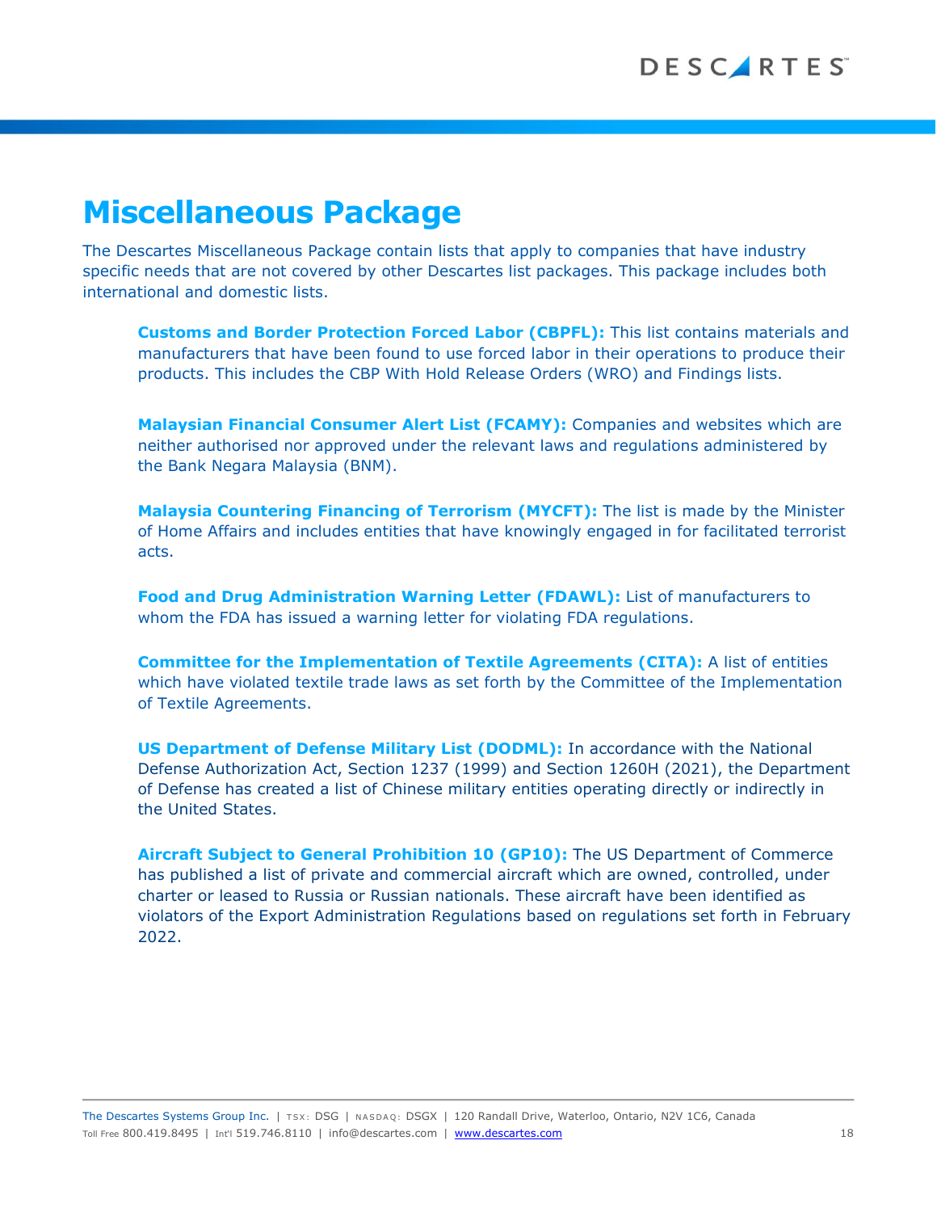# Miscellaneous Package

The Descartes Miscellaneous Package contain lists that apply to companies that have industry specific needs that are not covered by other Descartes list packages. This package includes both international and domestic lists.

**Customs and Border Protection Forced Labor (CBPFL):** This list contains materials and manufacturers that have been found to use forced labor in their operations to produce their products. This includes the CBP With Hold Release Orders (WRO) and Findings lists.

**Malaysian Financial Consumer Alert List (FCAMY):** Companies and websites which are neither authorised nor approved under the relevant laws and regulations administered by the Bank Negara Malaysia (BNM).

**Malaysia Countering Financing of Terrorism (MYCFT):** The list is made by the Minister of Home Affairs and includes entities that have knowingly engaged in for facilitated terrorist acts.

**Food and Drug Administration Warning Letter (FDAWL):** List of manufacturers to whom the FDA has issued a warning letter for violating FDA regulations.

**Committee for the Implementation of Textile Agreements (CITA):** A list of entities which have violated textile trade laws as set forth by the Committee of the Implementation of Textile Agreements.

**US Department of Defense Military List (DODML):** In accordance with the National Defense Authorization Act, Section 1237 (1999) and Section 1260H (2021), the Department of Defense has created a list of Chinese military entities operating directly or indirectly in the United States.

**Aircraft Subject to General Prohibition 10 (GP10):** The US Department of Commerce has published a list of private and commercial aircraft which are owned, controlled, under charter or leased to Russia or Russian nationals. These aircraft have been identified as violators of the Export Administration Regulations based on regulations set forth in February 2022.